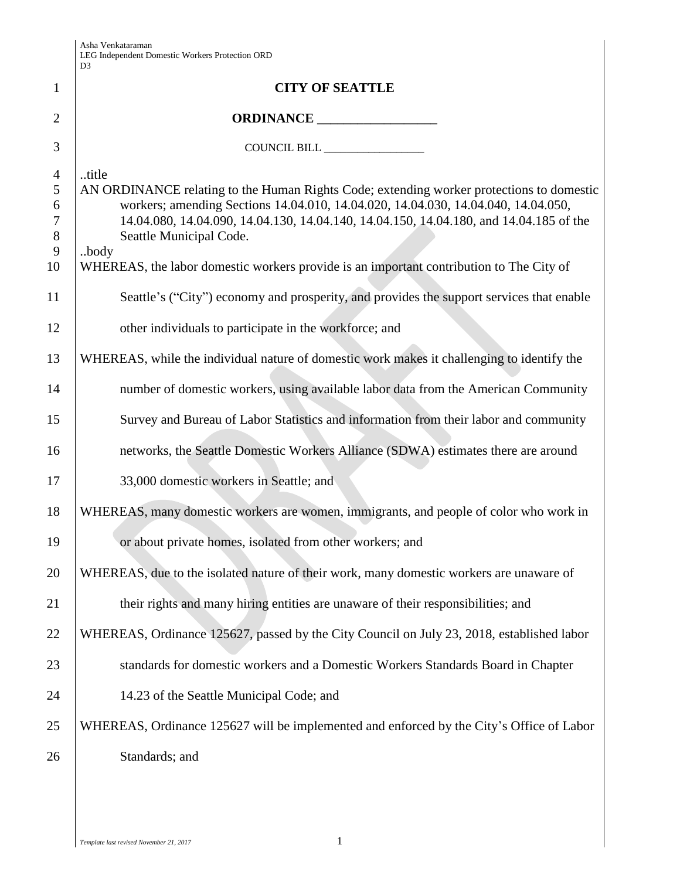Asha Venkataraman
LEG Independent Domestic Workers Protection ORD
D3

# CITY OF SEATTLE

## ORDINANCE __________________

COUNCIL BILL __________________

..title

AN ORDINANCE relating to the Human Rights Code; extending worker protections to domestic workers; amending Sections 14.04.010, 14.04.020, 14.04.030, 14.04.040, 14.04.050, 14.04.080, 14.04.090, 14.04.130, 14.04.140, 14.04.150, 14.04.180, and 14.04.185 of the Seattle Municipal Code.

..body

WHEREAS, the labor domestic workers provide is an important contribution to The City of Seattle's ("City") economy and prosperity, and provides the support services that enable other individuals to participate in the workforce; and

WHEREAS, while the individual nature of domestic work makes it challenging to identify the number of domestic workers, using available labor data from the American Community Survey and Bureau of Labor Statistics and information from their labor and community networks, the Seattle Domestic Workers Alliance (SDWA) estimates there are around 33,000 domestic workers in Seattle; and

WHEREAS, many domestic workers are women, immigrants, and people of color who work in or about private homes, isolated from other workers; and

WHEREAS, due to the isolated nature of their work, many domestic workers are unaware of their rights and many hiring entities are unaware of their responsibilities; and

WHEREAS, Ordinance 125627, passed by the City Council on July 23, 2018, established labor standards for domestic workers and a Domestic Workers Standards Board in Chapter 14.23 of the Seattle Municipal Code; and

WHEREAS, Ordinance 125627 will be implemented and enforced by the City's Office of Labor Standards; and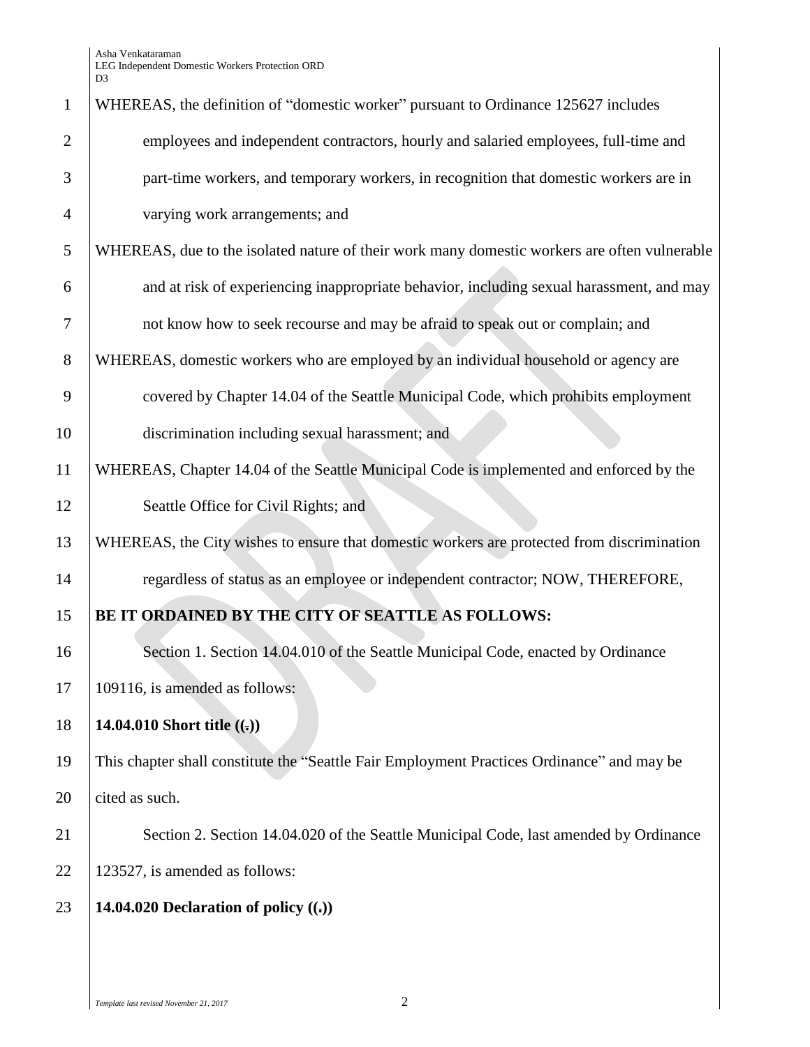WHEREAS, the definition of "domestic worker" pursuant to Ordinance 125627 includes employees and independent contractors, hourly and salaried employees, full-time and part-time workers, and temporary workers, in recognition that domestic workers are in varying work arrangements; and

WHEREAS, due to the isolated nature of their work many domestic workers are often vulnerable and at risk of experiencing inappropriate behavior, including sexual harassment, and may not know how to seek recourse and may be afraid to speak out or complain; and

WHEREAS, domestic workers who are employed by an individual household or agency are covered by Chapter 14.04 of the Seattle Municipal Code, which prohibits employment discrimination including sexual harassment; and

WHEREAS, Chapter 14.04 of the Seattle Municipal Code is implemented and enforced by the Seattle Office for Civil Rights; and

WHEREAS, the City wishes to ensure that domestic workers are protected from discrimination regardless of status as an employee or independent contractor; NOW, THEREFORE,

**BE IT ORDAINED BY THE CITY OF SEATTLE AS FOLLOWS:**

Section 1. Section 14.04.010 of the Seattle Municipal Code, enacted by Ordinance 109116, is amended as follows:

**14.04.010 Short title ((.))**

This chapter shall constitute the "Seattle Fair Employment Practices Ordinance" and may be cited as such.

Section 2. Section 14.04.020 of the Seattle Municipal Code, last amended by Ordinance 123527, is amended as follows:

**14.04.020 Declaration of policy ((.))**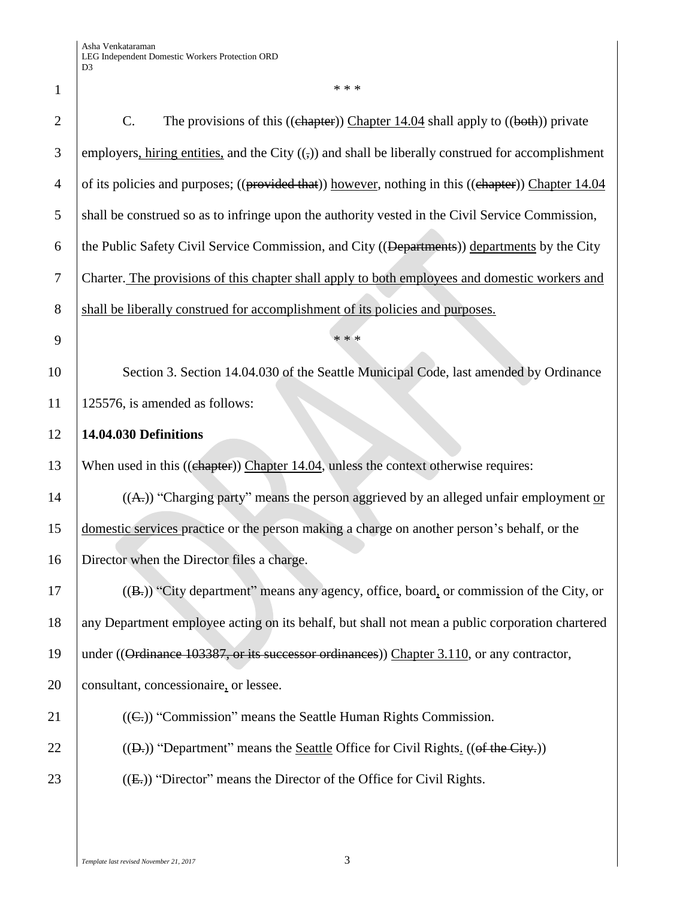\* \* \*

C. The provisions of this ((~~chapter~~)) <u>Chapter 14.04</u> shall apply to ((~~both~~)) private employers<u>, hiring entities,</u> and the City ((~~,~~)) and shall be liberally construed for accomplishment of its policies and purposes; ((~~provided that~~)) <u>however</u>, nothing in this ((~~chapter~~)) <u>Chapter 14.04</u> shall be construed so as to infringe upon the authority vested in the Civil Service Commission, the Public Safety Civil Service Commission, and City ((~~Departments~~)) <u>departments</u> by the City Charter. <u>The provisions of this chapter shall apply to both employees and domestic workers and shall be liberally construed for accomplishment of its policies and purposes.</u>

\* \* \*

Section 3. Section 14.04.030 of the Seattle Municipal Code, last amended by Ordinance 125576, is amended as follows:

**14.04.030 Definitions**

When used in this ((~~chapter~~)) <u>Chapter 14.04</u>, unless the context otherwise requires:

((~~A.~~)) "Charging party" means the person aggrieved by an alleged unfair employment <u>or domestic services</u> practice or the person making a charge on another person's behalf, or the Director when the Director files a charge.

((~~B.~~)) "City department" means any agency, office, board<u>,</u> or commission of the City, or any Department employee acting on its behalf, but shall not mean a public corporation chartered under ((~~Ordinance 103387, or its successor ordinances~~)) <u>Chapter 3.110</u>, or any contractor, consultant, concessionaire<u>,</u> or lessee.

((~~C.~~)) "Commission" means the Seattle Human Rights Commission.

((~~D.~~)) "Department" means the <u>Seattle</u> Office for Civil Rights<u>.</u> ((~~of the City.~~))

((~~E.~~)) "Director" means the Director of the Office for Civil Rights.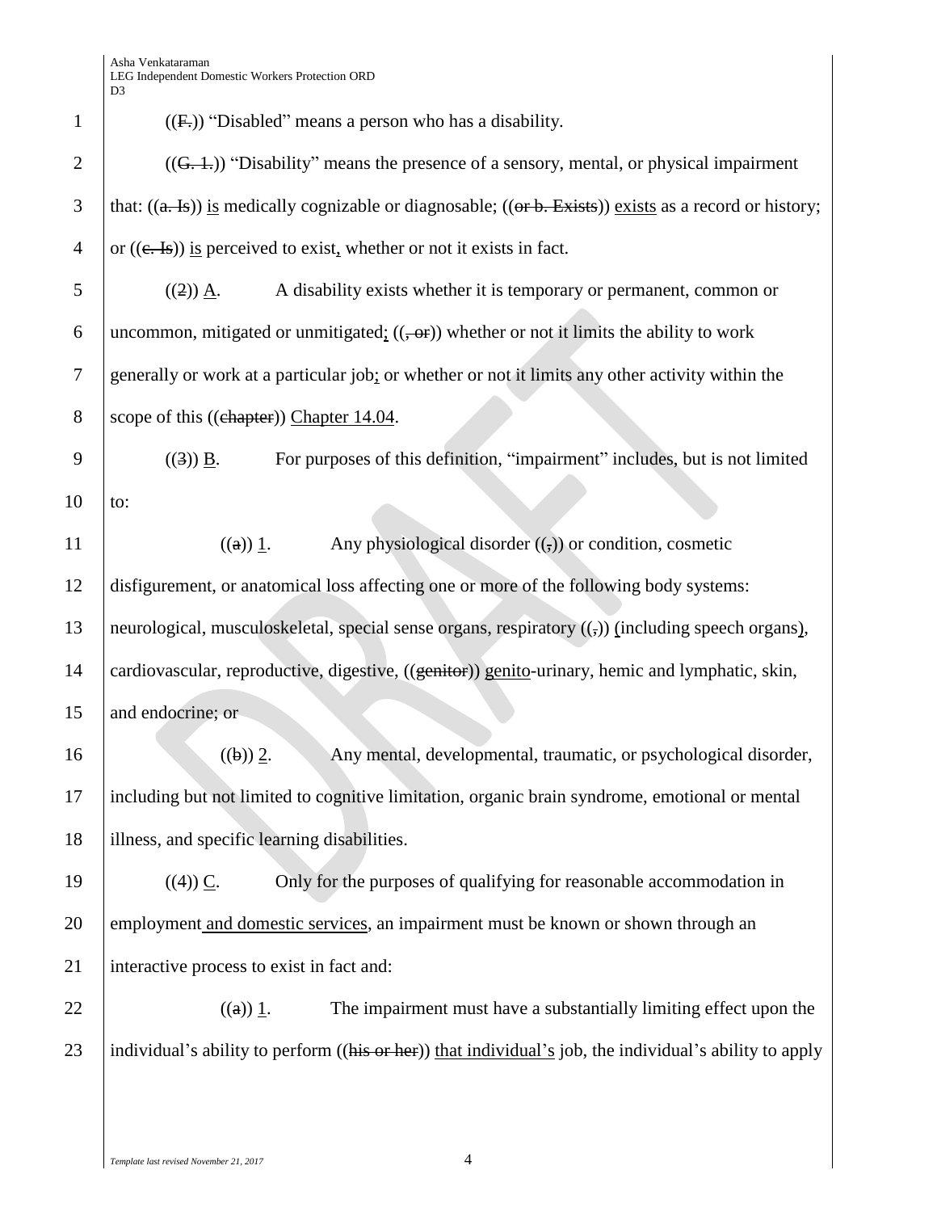((F.)) "Disabled" means a person who has a disability.

((G. 1.)) "Disability" means the presence of a sensory, mental, or physical impairment that: ((a. Is)) is medically cognizable or diagnosable; ((or b. Exists)) exists as a record or history; or ((c. Is)) is perceived to exist, whether or not it exists in fact.

((2)) A. A disability exists whether it is temporary or permanent, common or uncommon, mitigated or unmitigated; ((, or)) whether or not it limits the ability to work generally or work at a particular job; or whether or not it limits any other activity within the scope of this ((chapter)) Chapter 14.04.

((3)) B. For purposes of this definition, "impairment" includes, but is not limited to:

((a)) 1. Any physiological disorder ((,)) or condition, cosmetic disfigurement, or anatomical loss affecting one or more of the following body systems: neurological, musculoskeletal, special sense organs, respiratory ((,)) (including speech organs), cardiovascular, reproductive, digestive, ((genitor)) genito-urinary, hemic and lymphatic, skin, and endocrine; or

((b)) 2. Any mental, developmental, traumatic, or psychological disorder, including but not limited to cognitive limitation, organic brain syndrome, emotional or mental illness, and specific learning disabilities.

((4)) C. Only for the purposes of qualifying for reasonable accommodation in employment and domestic services, an impairment must be known or shown through an interactive process to exist in fact and:

((a)) 1. The impairment must have a substantially limiting effect upon the individual's ability to perform ((his or her)) that individual's job, the individual's ability to apply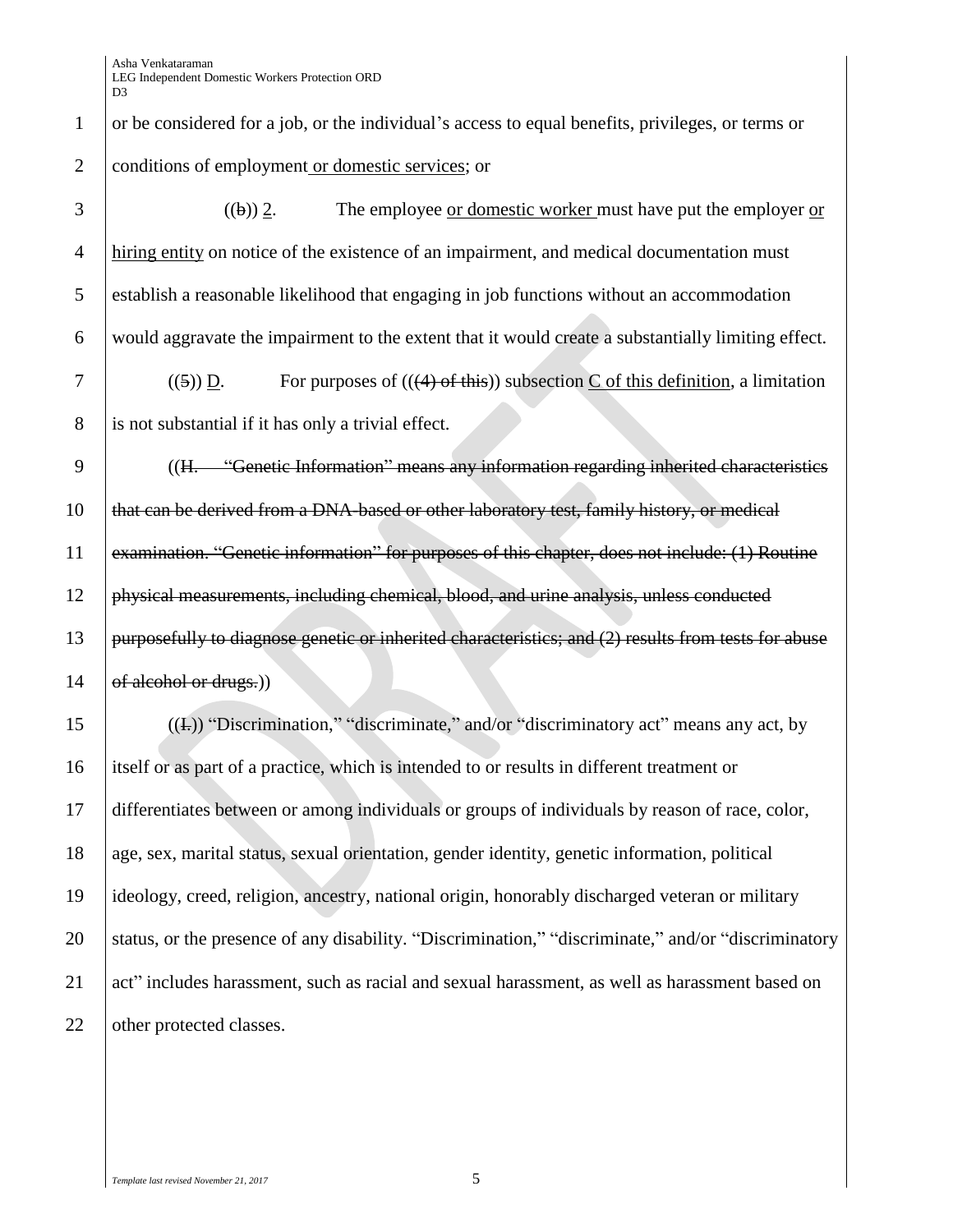or be considered for a job, or the individual's access to equal benefits, privileges, or terms or conditions of employment or domestic services; or

((b)) 2. The employee or domestic worker must have put the employer or hiring entity on notice of the existence of an impairment, and medical documentation must establish a reasonable likelihood that engaging in job functions without an accommodation would aggravate the impairment to the extent that it would create a substantially limiting effect.

((5)) D. For purposes of (((4) of this)) subsection C of this definition, a limitation is not substantial if it has only a trivial effect.

((H. "Genetic Information" means any information regarding inherited characteristics that can be derived from a DNA-based or other laboratory test, family history, or medical examination. "Genetic information" for purposes of this chapter, does not include: (1) Routine physical measurements, including chemical, blood, and urine analysis, unless conducted purposefully to diagnose genetic or inherited characteristics; and (2) results from tests for abuse of alcohol or drugs.))

((I.)) "Discrimination," "discriminate," and/or "discriminatory act" means any act, by itself or as part of a practice, which is intended to or results in different treatment or differentiates between or among individuals or groups of individuals by reason of race, color, age, sex, marital status, sexual orientation, gender identity, genetic information, political ideology, creed, religion, ancestry, national origin, honorably discharged veteran or military status, or the presence of any disability. "Discrimination," "discriminate," and/or "discriminatory act" includes harassment, such as racial and sexual harassment, as well as harassment based on other protected classes.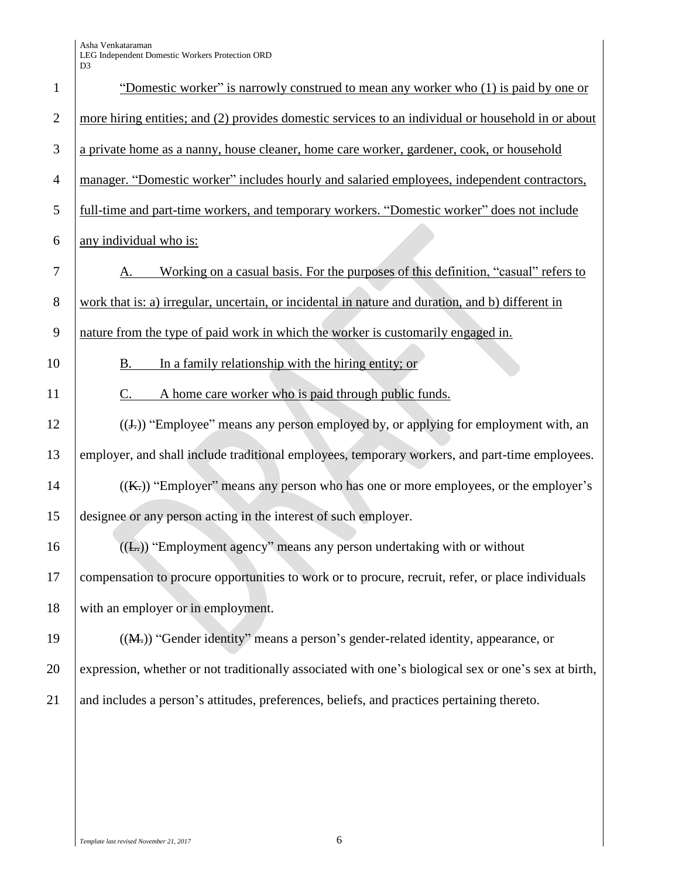"Domestic worker" is narrowly construed to mean any worker who (1) is paid by one or more hiring entities; and (2) provides domestic services to an individual or household in or about a private home as a nanny, house cleaner, home care worker, gardener, cook, or household manager. "Domestic worker" includes hourly and salaried employees, independent contractors, full-time and part-time workers, and temporary workers. "Domestic worker" does not include any individual who is:

A. Working on a casual basis. For the purposes of this definition, "casual" refers to work that is: a) irregular, uncertain, or incidental in nature and duration, and b) different in nature from the type of paid work in which the worker is customarily engaged in.

B. In a family relationship with the hiring entity; or

C. A home care worker who is paid through public funds.

((~~J.~~)) "Employee" means any person employed by, or applying for employment with, an employer, and shall include traditional employees, temporary workers, and part-time employees.

((~~K.~~)) "Employer" means any person who has one or more employees, or the employer's designee or any person acting in the interest of such employer.

((~~L.~~)) "Employment agency" means any person undertaking with or without compensation to procure opportunities to work or to procure, recruit, refer, or place individuals with an employer or in employment.

((~~M.~~)) "Gender identity" means a person's gender-related identity, appearance, or expression, whether or not traditionally associated with one's biological sex or one's sex at birth, and includes a person's attitudes, preferences, beliefs, and practices pertaining thereto.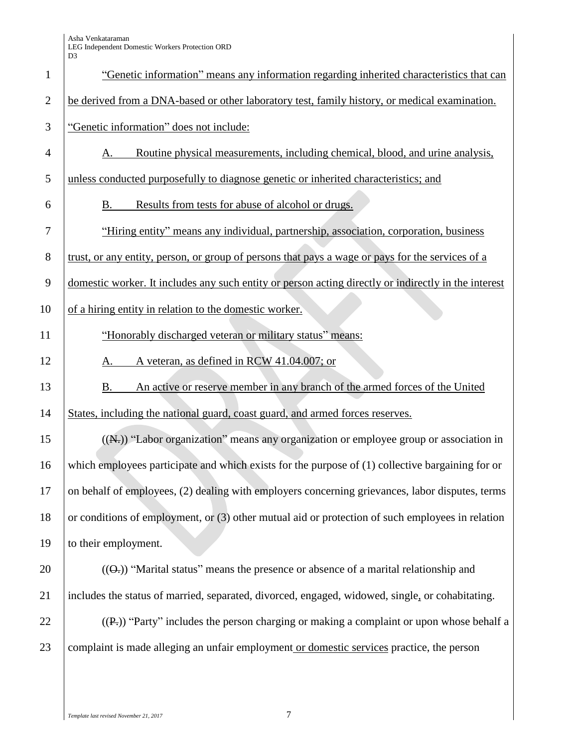"Genetic information" means any information regarding inherited characteristics that can be derived from a DNA-based or other laboratory test, family history, or medical examination. "Genetic information" does not include:

A. Routine physical measurements, including chemical, blood, and urine analysis, unless conducted purposefully to diagnose genetic or inherited characteristics; and

B. Results from tests for abuse of alcohol or drugs.

"Hiring entity" means any individual, partnership, association, corporation, business trust, or any entity, person, or group of persons that pays a wage or pays for the services of a domestic worker. It includes any such entity or person acting directly or indirectly in the interest of a hiring entity in relation to the domestic worker.

"Honorably discharged veteran or military status" means:

A. A veteran, as defined in RCW 41.04.007; or

B. An active or reserve member in any branch of the armed forces of the United States, including the national guard, coast guard, and armed forces reserves.

((N.)) "Labor organization" means any organization or employee group or association in which employees participate and which exists for the purpose of (1) collective bargaining for or on behalf of employees, (2) dealing with employers concerning grievances, labor disputes, terms or conditions of employment, or (3) other mutual aid or protection of such employees in relation to their employment.

((O.)) "Marital status" means the presence or absence of a marital relationship and includes the status of married, separated, divorced, engaged, widowed, single, or cohabitating.

((P.)) "Party" includes the person charging or making a complaint or upon whose behalf a complaint is made alleging an unfair employment or domestic services practice, the person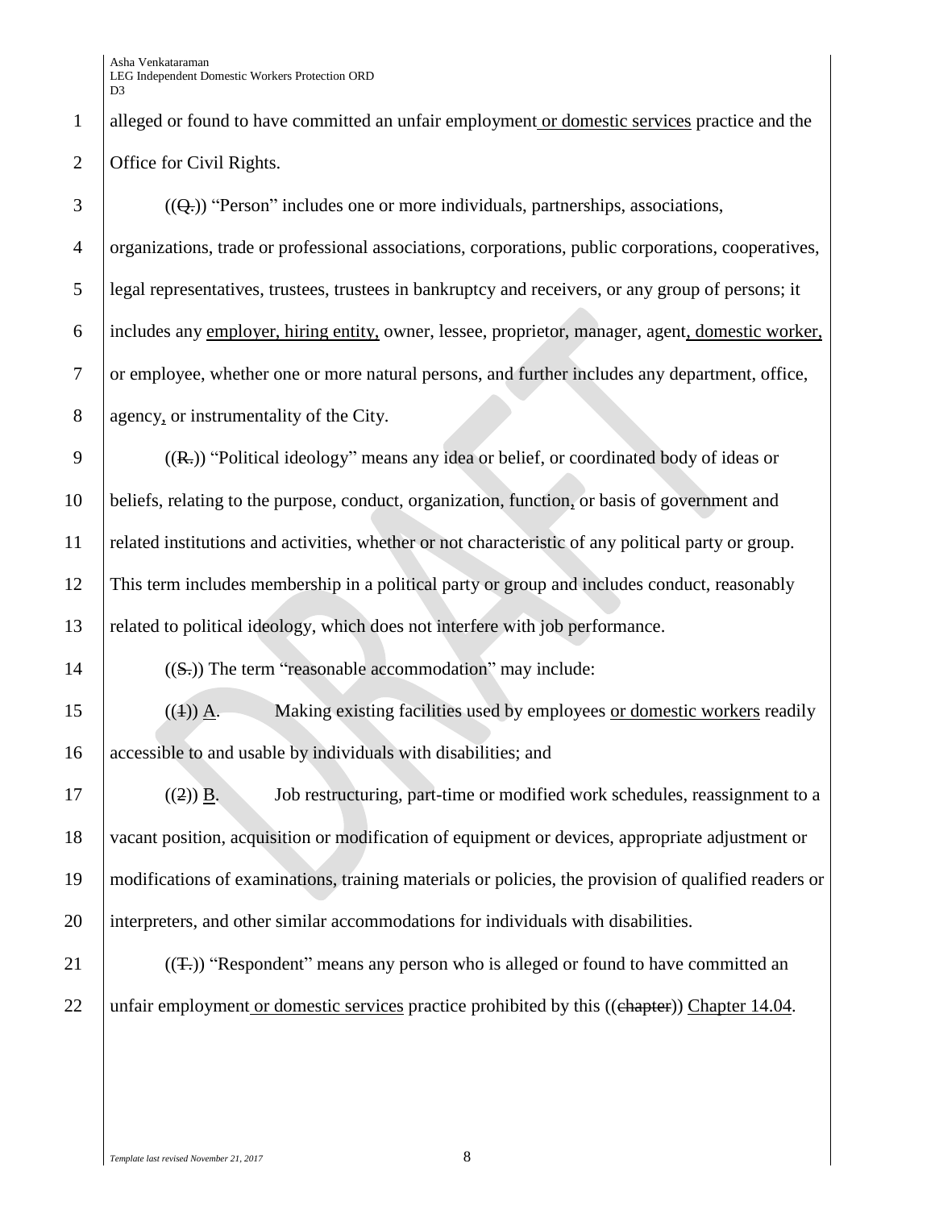alleged or found to have committed an unfair employment or domestic services practice and the Office for Civil Rights.

((Q.)) "Person" includes one or more individuals, partnerships, associations, organizations, trade or professional associations, corporations, public corporations, cooperatives, legal representatives, trustees, trustees in bankruptcy and receivers, or any group of persons; it includes any employer, hiring entity, owner, lessee, proprietor, manager, agent, domestic worker, or employee, whether one or more natural persons, and further includes any department, office, agency, or instrumentality of the City.

((R.)) "Political ideology" means any idea or belief, or coordinated body of ideas or beliefs, relating to the purpose, conduct, organization, function, or basis of government and related institutions and activities, whether or not characteristic of any political party or group. This term includes membership in a political party or group and includes conduct, reasonably related to political ideology, which does not interfere with job performance.

((S.)) The term "reasonable accommodation" may include:

((1)) A. Making existing facilities used by employees or domestic workers readily accessible to and usable by individuals with disabilities; and

((2)) B. Job restructuring, part-time or modified work schedules, reassignment to a vacant position, acquisition or modification of equipment or devices, appropriate adjustment or modifications of examinations, training materials or policies, the provision of qualified readers or interpreters, and other similar accommodations for individuals with disabilities.

((T.)) "Respondent" means any person who is alleged or found to have committed an unfair employment or domestic services practice prohibited by this ((chapter)) Chapter 14.04.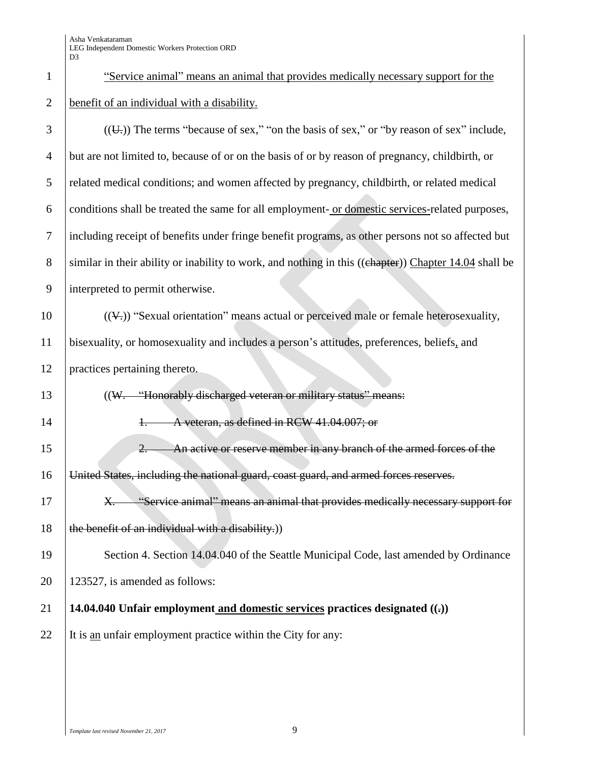"Service animal" means an animal that provides medically necessary support for the benefit of an individual with a disability.

((U.)) The terms "because of sex," "on the basis of sex," or "by reason of sex" include, but are not limited to, because of or on the basis of or by reason of pregnancy, childbirth, or related medical conditions; and women affected by pregnancy, childbirth, or related medical conditions shall be treated the same for all employment- or domestic services-related purposes, including receipt of benefits under fringe benefit programs, as other persons not so affected but similar in their ability or inability to work, and nothing in this ((chapter)) Chapter 14.04 shall be interpreted to permit otherwise.

((V.)) "Sexual orientation" means actual or perceived male or female heterosexuality, bisexuality, or homosexuality and includes a person's attitudes, preferences, beliefs, and practices pertaining thereto.

~~((W. "Honorably discharged veteran or military status" means:~~

~~1. A veteran, as defined in RCW 41.04.007; or~~

~~2. An active or reserve member in any branch of the armed forces of the United States, including the national guard, coast guard, and armed forces reserves.~~

~~X. "Service animal" means an animal that provides medically necessary support for the benefit of an individual with a disability.))~~

Section 4. Section 14.04.040 of the Seattle Municipal Code, last amended by Ordinance 123527, is amended as follows:

**14.04.040 Unfair employment and domestic services practices designated ((.))**

It is an unfair employment practice within the City for any: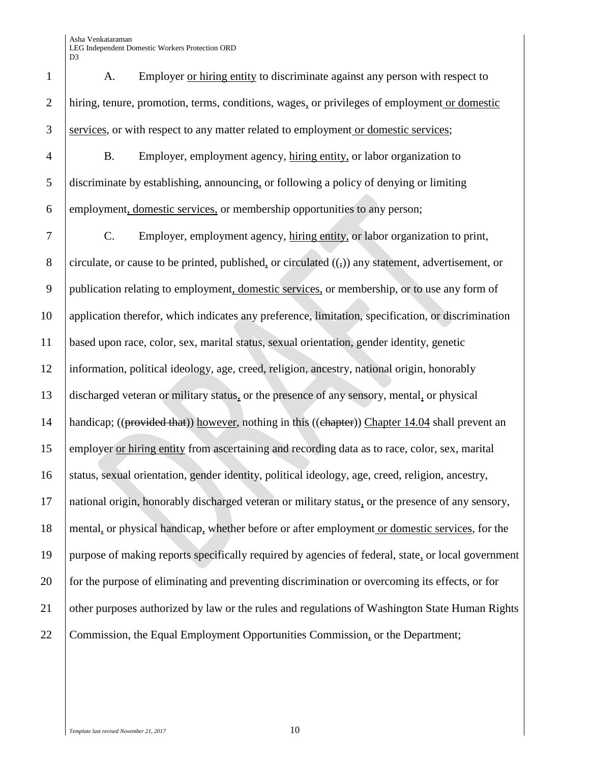A. Employer or hiring entity to discriminate against any person with respect to hiring, tenure, promotion, terms, conditions, wages, or privileges of employment or domestic services, or with respect to any matter related to employment or domestic services;

B. Employer, employment agency, hiring entity, or labor organization to discriminate by establishing, announcing, or following a policy of denying or limiting employment, domestic services, or membership opportunities to any person;

C. Employer, employment agency, hiring entity, or labor organization to print, circulate, or cause to be printed, published, or circulated ((,)) any statement, advertisement, or publication relating to employment, domestic services, or membership, or to use any form of application therefor, which indicates any preference, limitation, specification, or discrimination based upon race, color, sex, marital status, sexual orientation, gender identity, genetic information, political ideology, age, creed, religion, ancestry, national origin, honorably discharged veteran or military status, or the presence of any sensory, mental, or physical handicap; ((~~provided that~~)) however, nothing in this ((~~chapter~~)) Chapter 14.04 shall prevent an employer or hiring entity from ascertaining and recording data as to race, color, sex, marital status, sexual orientation, gender identity, political ideology, age, creed, religion, ancestry, national origin, honorably discharged veteran or military status, or the presence of any sensory, mental, or physical handicap, whether before or after employment or domestic services, for the purpose of making reports specifically required by agencies of federal, state, or local government for the purpose of eliminating and preventing discrimination or overcoming its effects, or for other purposes authorized by law or the rules and regulations of Washington State Human Rights Commission, the Equal Employment Opportunities Commission, or the Department;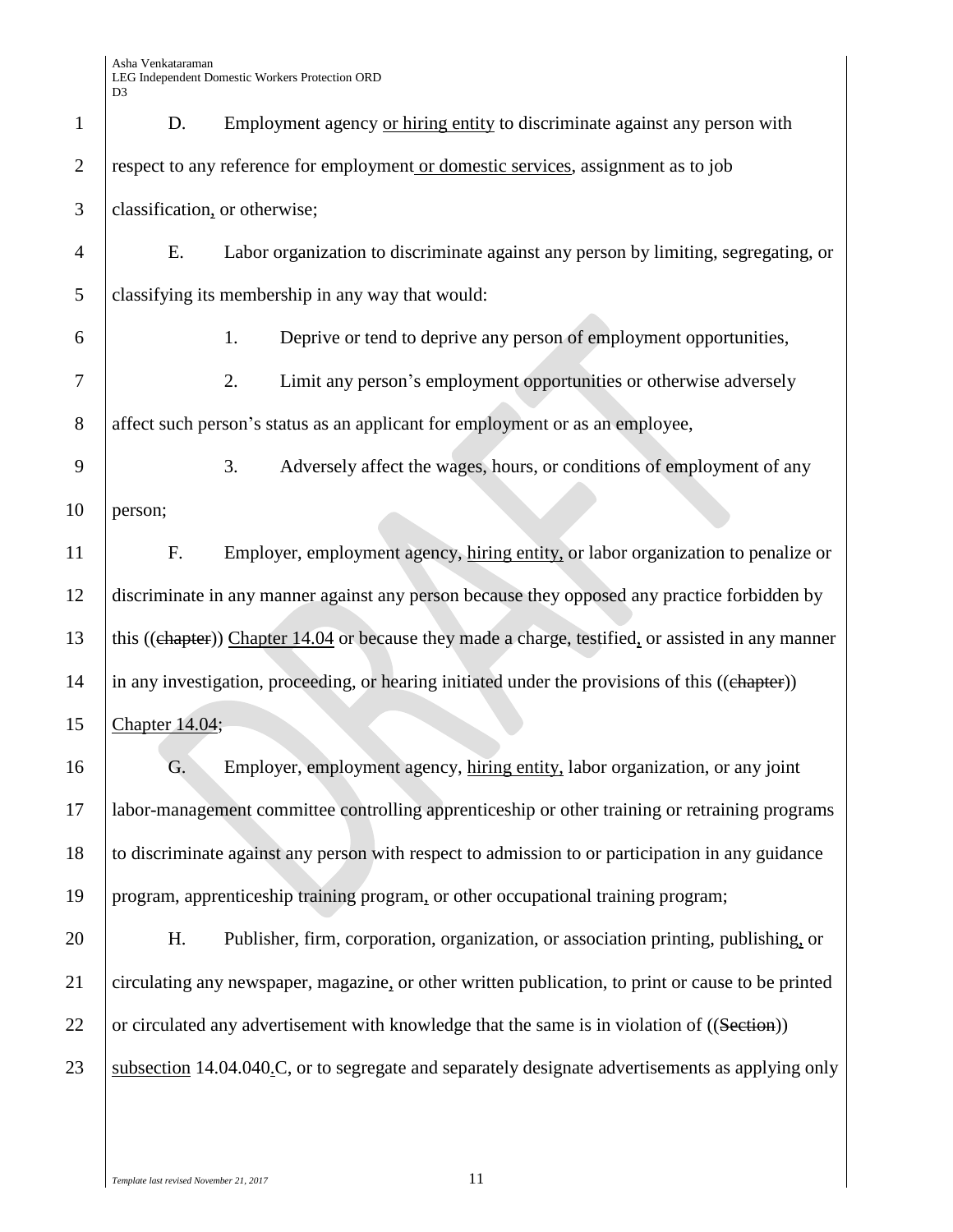D. Employment agency or hiring entity to discriminate against any person with respect to any reference for employment or domestic services, assignment as to job classification, or otherwise;

E. Labor organization to discriminate against any person by limiting, segregating, or classifying its membership in any way that would:

1. Deprive or tend to deprive any person of employment opportunities,

2. Limit any person's employment opportunities or otherwise adversely affect such person's status as an applicant for employment or as an employee,

3. Adversely affect the wages, hours, or conditions of employment of any person;

F. Employer, employment agency, hiring entity, or labor organization to penalize or discriminate in any manner against any person because they opposed any practice forbidden by this ((chapter)) Chapter 14.04 or because they made a charge, testified, or assisted in any manner in any investigation, proceeding, or hearing initiated under the provisions of this ((chapter)) Chapter 14.04;

G. Employer, employment agency, hiring entity, labor organization, or any joint labor-management committee controlling apprenticeship or other training or retraining programs to discriminate against any person with respect to admission to or participation in any guidance program, apprenticeship training program, or other occupational training program;

H. Publisher, firm, corporation, organization, or association printing, publishing, or circulating any newspaper, magazine, or other written publication, to print or cause to be printed or circulated any advertisement with knowledge that the same is in violation of ((Section)) subsection 14.04.040.C, or to segregate and separately designate advertisements as applying only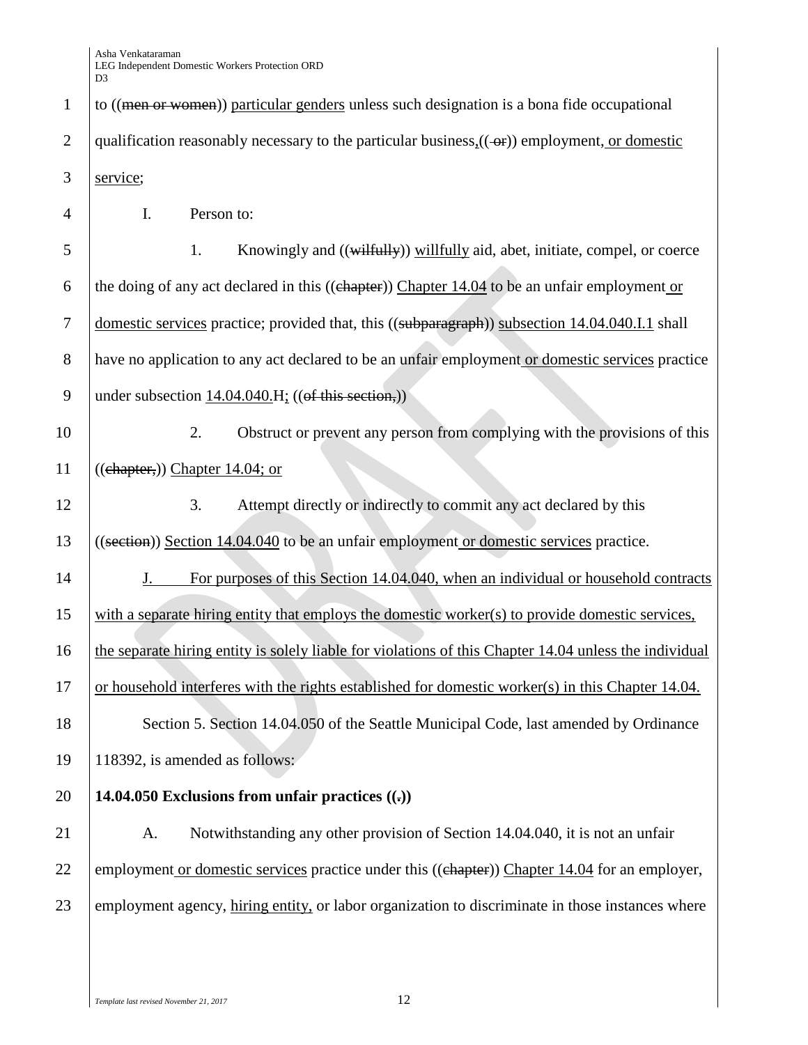to ((~~men or women~~)) particular genders unless such designation is a bona fide occupational qualification reasonably necessary to the particular business,((~~ or~~)) employment, or domestic service;

I. Person to:

1. Knowingly and ((~~wilfully~~)) willfully aid, abet, initiate, compel, or coerce the doing of any act declared in this ((~~chapter~~)) Chapter 14.04 to be an unfair employment or domestic services practice; provided that, this ((~~subparagraph~~)) subsection 14.04.040.I.1 shall have no application to any act declared to be an unfair employment or domestic services practice under subsection 14.04.040.H; ((~~of this section,~~))

2. Obstruct or prevent any person from complying with the provisions of this ((~~chapter,~~)) Chapter 14.04; or

3. Attempt directly or indirectly to commit any act declared by this ((~~section~~)) Section 14.04.040 to be an unfair employment or domestic services practice.

J. For purposes of this Section 14.04.040, when an individual or household contracts with a separate hiring entity that employs the domestic worker(s) to provide domestic services, the separate hiring entity is solely liable for violations of this Chapter 14.04 unless the individual or household interferes with the rights established for domestic worker(s) in this Chapter 14.04.

Section 5. Section 14.04.050 of the Seattle Municipal Code, last amended by Ordinance 118392, is amended as follows:

**14.04.050 Exclusions from unfair practices ((~~.~~))**

A. Notwithstanding any other provision of Section 14.04.040, it is not an unfair employment or domestic services practice under this ((~~chapter~~)) Chapter 14.04 for an employer, employment agency, hiring entity, or labor organization to discriminate in those instances where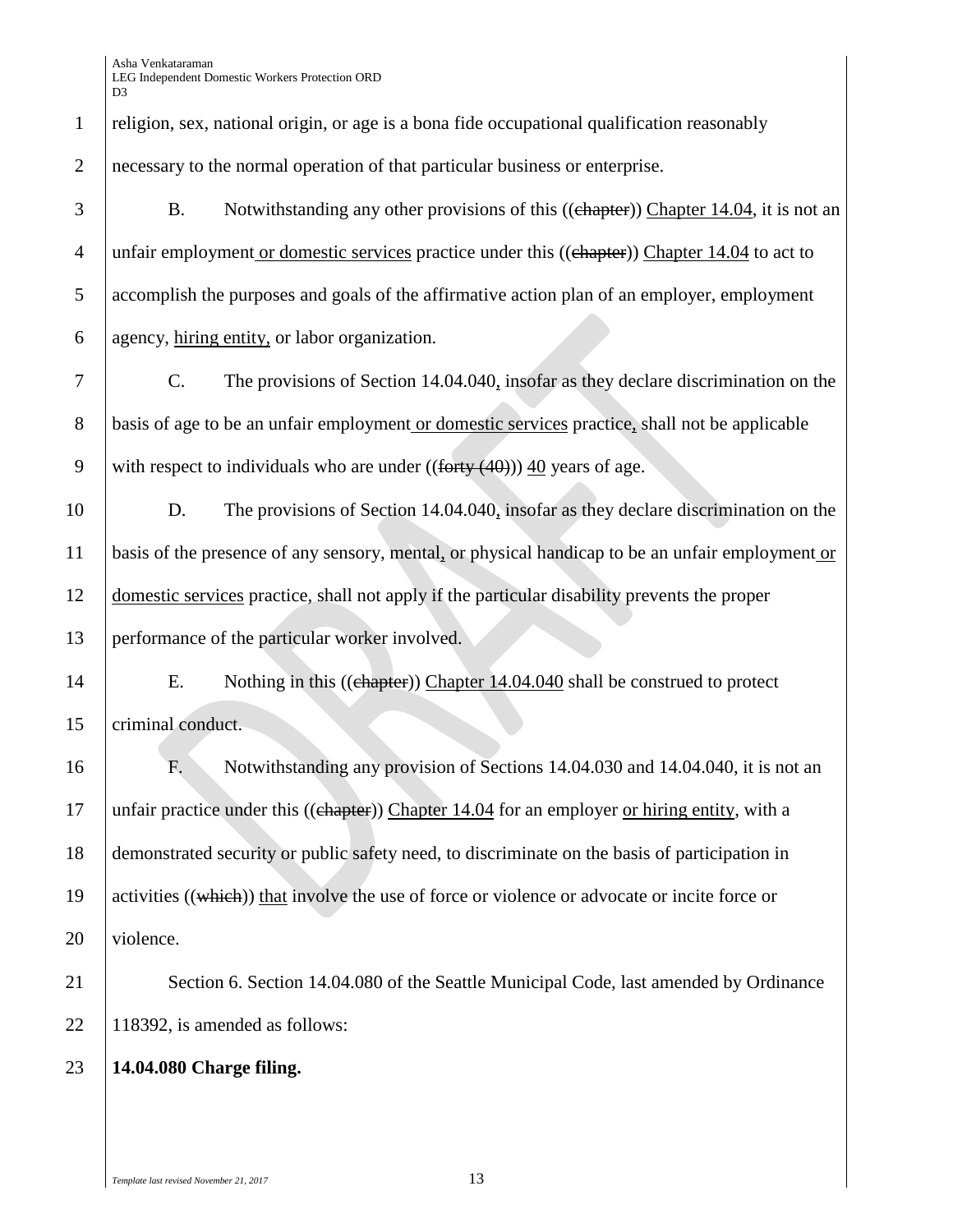religion, sex, national origin, or age is a bona fide occupational qualification reasonably necessary to the normal operation of that particular business or enterprise.

B. Notwithstanding any other provisions of this ((~~chapter~~)) <u>Chapter 14.04</u>, it is not an unfair employment<u> or domestic services</u> practice under this ((~~chapter~~)) <u>Chapter 14.04</u> to act to accomplish the purposes and goals of the affirmative action plan of an employer, employment agency, <u>hiring entity,</u> or labor organization.

C. The provisions of Section 14.04.040<u>,</u> insofar as they declare discrimination on the basis of age to be an unfair employment<u> or domestic services</u> practice<u>,</u> shall not be applicable with respect to individuals who are under ((~~forty (40)~~)) <u>40</u> years of age.

D. The provisions of Section 14.04.040<u>,</u> insofar as they declare discrimination on the basis of the presence of any sensory, mental<u>,</u> or physical handicap to be an unfair employment<u> or domestic services</u> practice, shall not apply if the particular disability prevents the proper performance of the particular worker involved.

E. Nothing in this ((~~chapter~~)) <u>Chapter 14.04.040</u> shall be construed to protect criminal conduct.

F. Notwithstanding any provision of Sections 14.04.030 and 14.04.040, it is not an unfair practice under this ((~~chapter~~)) <u>Chapter 14.04</u> for an employer <u>or hiring entity</u>, with a demonstrated security or public safety need, to discriminate on the basis of participation in activities ((~~which~~)) <u>that</u> involve the use of force or violence or advocate or incite force or violence.

Section 6. Section 14.04.080 of the Seattle Municipal Code, last amended by Ordinance 118392, is amended as follows:

**14.04.080 Charge filing.**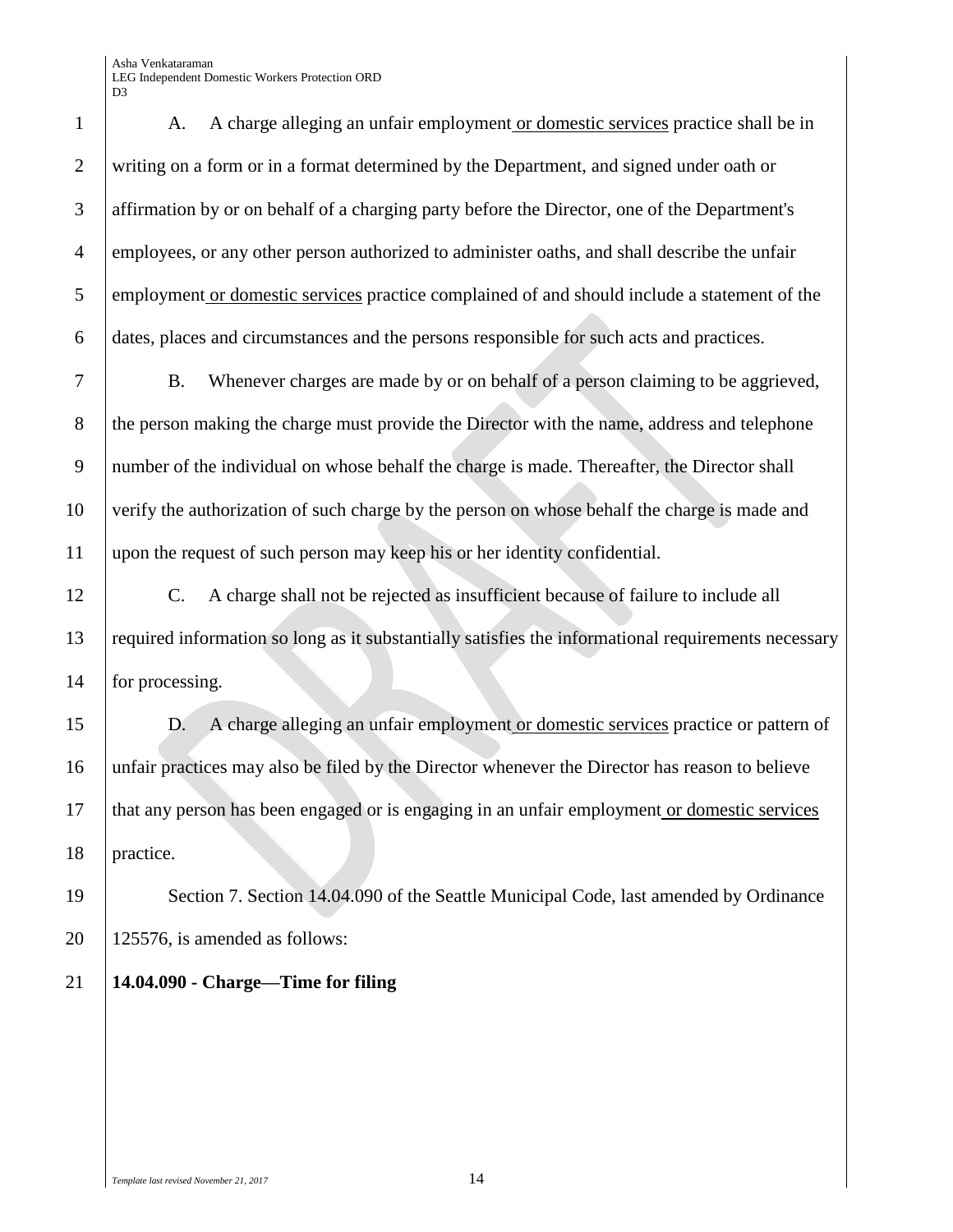A. A charge alleging an unfair employment or domestic services practice shall be in writing on a form or in a format determined by the Department, and signed under oath or affirmation by or on behalf of a charging party before the Director, one of the Department's employees, or any other person authorized to administer oaths, and shall describe the unfair employment or domestic services practice complained of and should include a statement of the dates, places and circumstances and the persons responsible for such acts and practices.

B. Whenever charges are made by or on behalf of a person claiming to be aggrieved, the person making the charge must provide the Director with the name, address and telephone number of the individual on whose behalf the charge is made. Thereafter, the Director shall verify the authorization of such charge by the person on whose behalf the charge is made and upon the request of such person may keep his or her identity confidential.

C. A charge shall not be rejected as insufficient because of failure to include all required information so long as it substantially satisfies the informational requirements necessary for processing.

D. A charge alleging an unfair employment or domestic services practice or pattern of unfair practices may also be filed by the Director whenever the Director has reason to believe that any person has been engaged or is engaging in an unfair employment or domestic services practice.

Section 7. Section 14.04.090 of the Seattle Municipal Code, last amended by Ordinance 125576, is amended as follows:

**14.04.090 - Charge—Time for filing**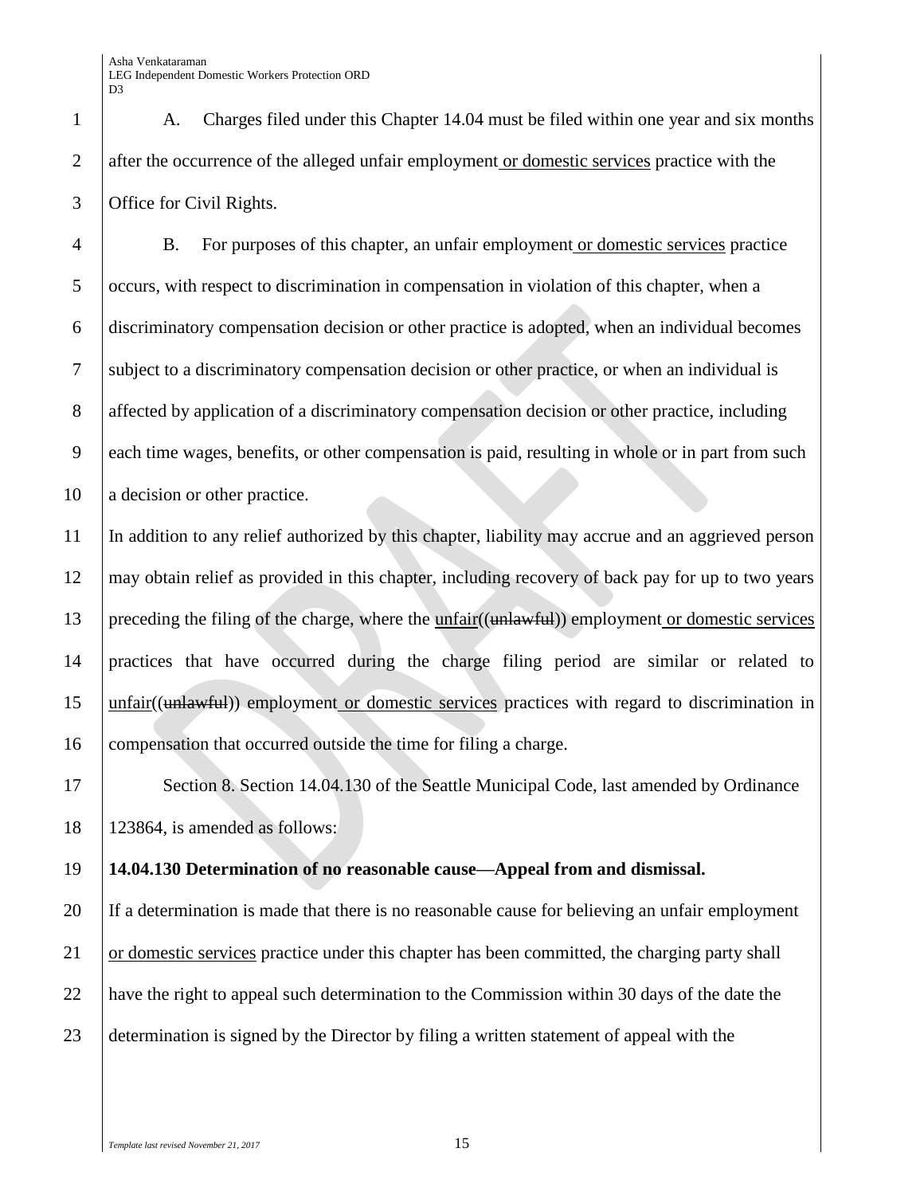A. Charges filed under this Chapter 14.04 must be filed within one year and six months after the occurrence of the alleged unfair employment or domestic services practice with the Office for Civil Rights.

B. For purposes of this chapter, an unfair employment or domestic services practice occurs, with respect to discrimination in compensation in violation of this chapter, when a discriminatory compensation decision or other practice is adopted, when an individual becomes subject to a discriminatory compensation decision or other practice, or when an individual is affected by application of a discriminatory compensation decision or other practice, including each time wages, benefits, or other compensation is paid, resulting in whole or in part from such a decision or other practice.

In addition to any relief authorized by this chapter, liability may accrue and an aggrieved person may obtain relief as provided in this chapter, including recovery of back pay for up to two years preceding the filing of the charge, where the unfair((~~unlawful~~)) employment or domestic services practices that have occurred during the charge filing period are similar or related to unfair((~~unlawful~~)) employment or domestic services practices with regard to discrimination in compensation that occurred outside the time for filing a charge.

Section 8. Section 14.04.130 of the Seattle Municipal Code, last amended by Ordinance 123864, is amended as follows:

**14.04.130 Determination of no reasonable cause—Appeal from and dismissal.**

If a determination is made that there is no reasonable cause for believing an unfair employment or domestic services practice under this chapter has been committed, the charging party shall have the right to appeal such determination to the Commission within 30 days of the date the determination is signed by the Director by filing a written statement of appeal with the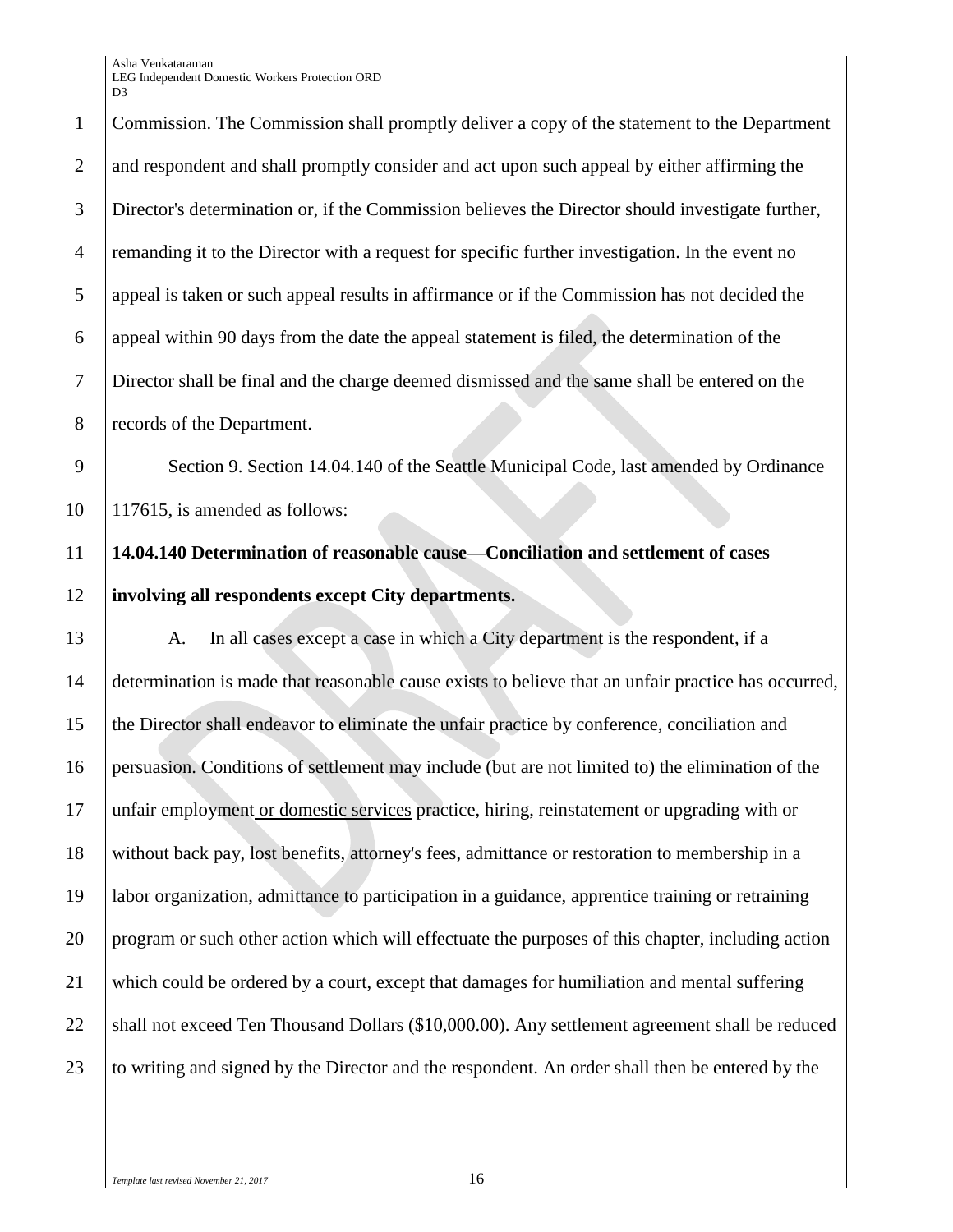Commission. The Commission shall promptly deliver a copy of the statement to the Department and respondent and shall promptly consider and act upon such appeal by either affirming the Director's determination or, if the Commission believes the Director should investigate further, remanding it to the Director with a request for specific further investigation. In the event no appeal is taken or such appeal results in affirmance or if the Commission has not decided the appeal within 90 days from the date the appeal statement is filed, the determination of the Director shall be final and the charge deemed dismissed and the same shall be entered on the records of the Department.

Section 9. Section 14.04.140 of the Seattle Municipal Code, last amended by Ordinance 117615, is amended as follows:

**14.04.140 Determination of reasonable cause—Conciliation and settlement of cases involving all respondents except City departments.**

A. In all cases except a case in which a City department is the respondent, if a determination is made that reasonable cause exists to believe that an unfair practice has occurred, the Director shall endeavor to eliminate the unfair practice by conference, conciliation and persuasion. Conditions of settlement may include (but are not limited to) the elimination of the unfair employment <u>or domestic services</u> practice, hiring, reinstatement or upgrading with or without back pay, lost benefits, attorney's fees, admittance or restoration to membership in a labor organization, admittance to participation in a guidance, apprentice training or retraining program or such other action which will effectuate the purposes of this chapter, including action which could be ordered by a court, except that damages for humiliation and mental suffering shall not exceed Ten Thousand Dollars ($10,000.00). Any settlement agreement shall be reduced to writing and signed by the Director and the respondent. An order shall then be entered by the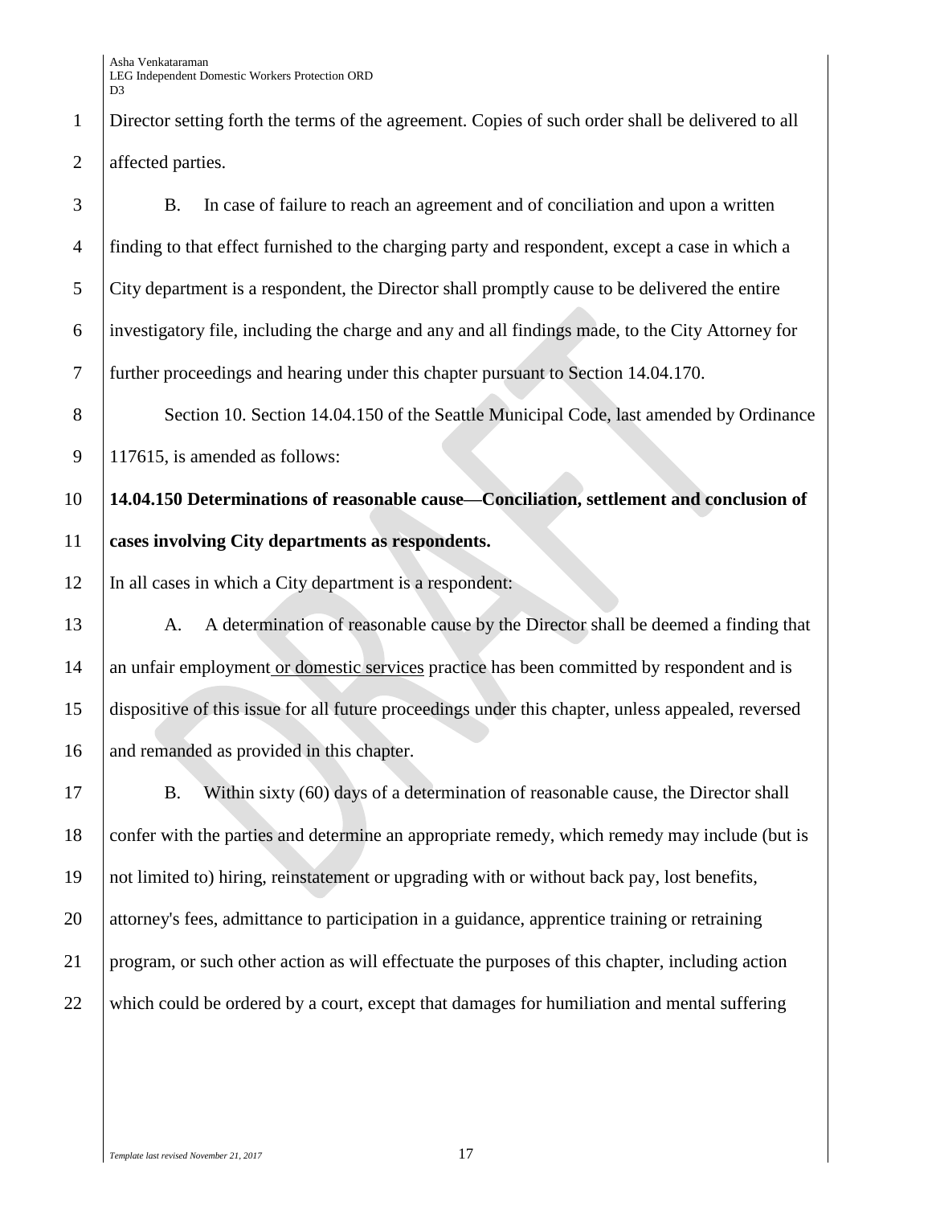Director setting forth the terms of the agreement. Copies of such order shall be delivered to all affected parties.

B. In case of failure to reach an agreement and of conciliation and upon a written finding to that effect furnished to the charging party and respondent, except a case in which a City department is a respondent, the Director shall promptly cause to be delivered the entire investigatory file, including the charge and any and all findings made, to the City Attorney for further proceedings and hearing under this chapter pursuant to Section 14.04.170.

Section 10. Section 14.04.150 of the Seattle Municipal Code, last amended by Ordinance 117615, is amended as follows:

**14.04.150 Determinations of reasonable cause—Conciliation, settlement and conclusion of cases involving City departments as respondents.**

In all cases in which a City department is a respondent:

A. A determination of reasonable cause by the Director shall be deemed a finding that an unfair employment or domestic services practice has been committed by respondent and is dispositive of this issue for all future proceedings under this chapter, unless appealed, reversed and remanded as provided in this chapter.

B. Within sixty (60) days of a determination of reasonable cause, the Director shall confer with the parties and determine an appropriate remedy, which remedy may include (but is not limited to) hiring, reinstatement or upgrading with or without back pay, lost benefits, attorney's fees, admittance to participation in a guidance, apprentice training or retraining program, or such other action as will effectuate the purposes of this chapter, including action which could be ordered by a court, except that damages for humiliation and mental suffering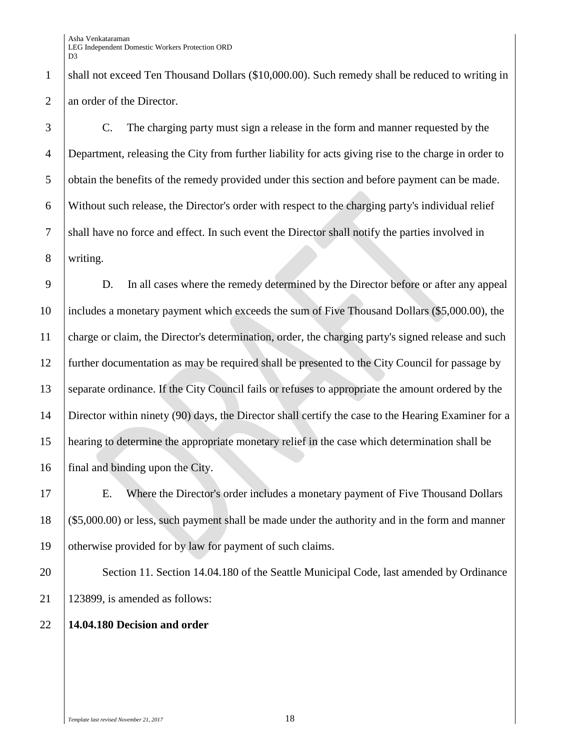shall not exceed Ten Thousand Dollars ($10,000.00). Such remedy shall be reduced to writing in an order of the Director.

C. The charging party must sign a release in the form and manner requested by the Department, releasing the City from further liability for acts giving rise to the charge in order to obtain the benefits of the remedy provided under this section and before payment can be made. Without such release, the Director's order with respect to the charging party's individual relief shall have no force and effect. In such event the Director shall notify the parties involved in writing.

D. In all cases where the remedy determined by the Director before or after any appeal includes a monetary payment which exceeds the sum of Five Thousand Dollars ($5,000.00), the charge or claim, the Director's determination, order, the charging party's signed release and such further documentation as may be required shall be presented to the City Council for passage by separate ordinance. If the City Council fails or refuses to appropriate the amount ordered by the Director within ninety (90) days, the Director shall certify the case to the Hearing Examiner for a hearing to determine the appropriate monetary relief in the case which determination shall be final and binding upon the City.

E. Where the Director's order includes a monetary payment of Five Thousand Dollars ($5,000.00) or less, such payment shall be made under the authority and in the form and manner otherwise provided for by law for payment of such claims.

Section 11. Section 14.04.180 of the Seattle Municipal Code, last amended by Ordinance 123899, is amended as follows:

**14.04.180 Decision and order**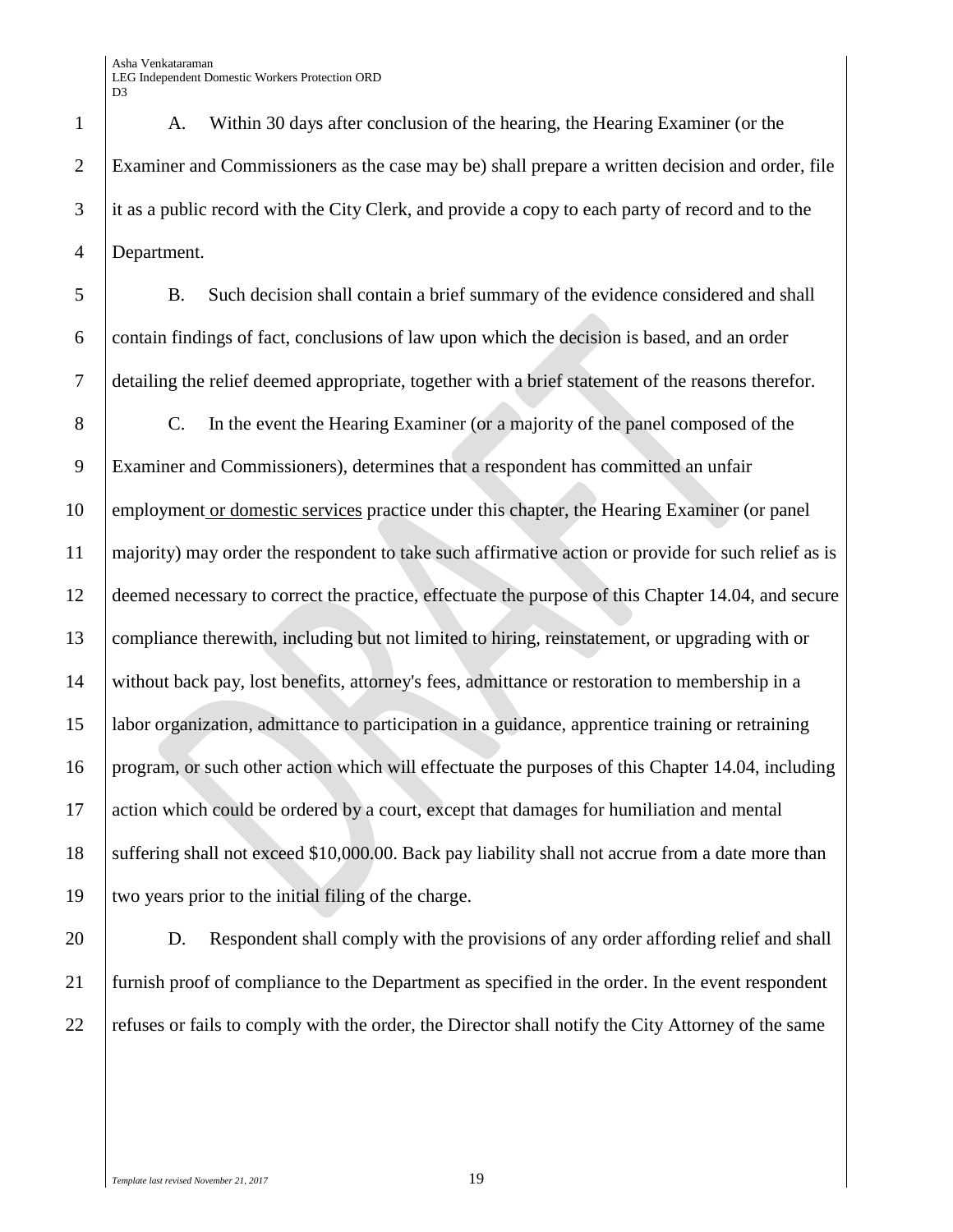A. Within 30 days after conclusion of the hearing, the Hearing Examiner (or the Examiner and Commissioners as the case may be) shall prepare a written decision and order, file it as a public record with the City Clerk, and provide a copy to each party of record and to the Department.

B. Such decision shall contain a brief summary of the evidence considered and shall contain findings of fact, conclusions of law upon which the decision is based, and an order detailing the relief deemed appropriate, together with a brief statement of the reasons therefor.

C. In the event the Hearing Examiner (or a majority of the panel composed of the Examiner and Commissioners), determines that a respondent has committed an unfair employment <u>or domestic services</u> practice under this chapter, the Hearing Examiner (or panel majority) may order the respondent to take such affirmative action or provide for such relief as is deemed necessary to correct the practice, effectuate the purpose of this Chapter 14.04, and secure compliance therewith, including but not limited to hiring, reinstatement, or upgrading with or without back pay, lost benefits, attorney's fees, admittance or restoration to membership in a labor organization, admittance to participation in a guidance, apprentice training or retraining program, or such other action which will effectuate the purposes of this Chapter 14.04, including action which could be ordered by a court, except that damages for humiliation and mental suffering shall not exceed $10,000.00. Back pay liability shall not accrue from a date more than two years prior to the initial filing of the charge.

D. Respondent shall comply with the provisions of any order affording relief and shall furnish proof of compliance to the Department as specified in the order. In the event respondent refuses or fails to comply with the order, the Director shall notify the City Attorney of the same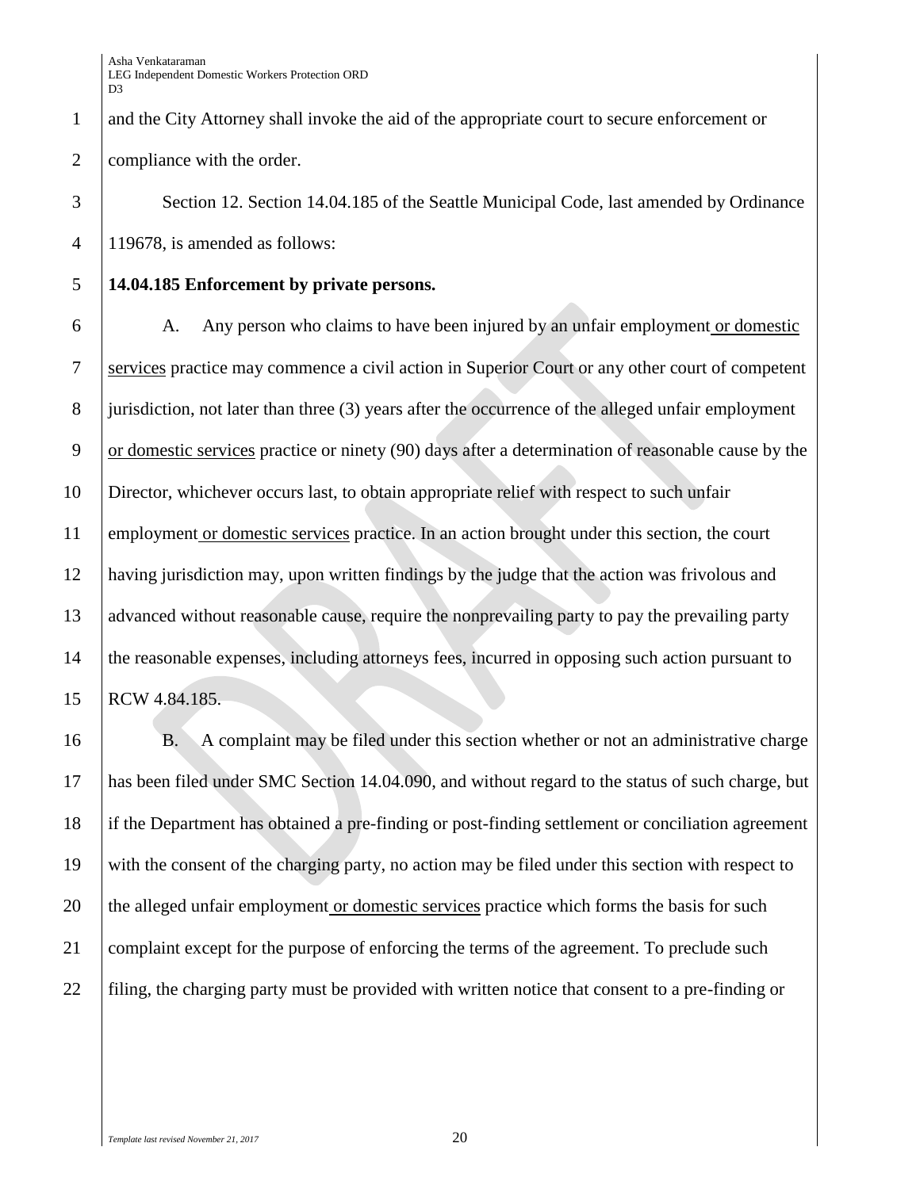and the City Attorney shall invoke the aid of the appropriate court to secure enforcement or compliance with the order.

Section 12. Section 14.04.185 of the Seattle Municipal Code, last amended by Ordinance 119678, is amended as follows:

**14.04.185 Enforcement by private persons.**

A. Any person who claims to have been injured by an unfair employment or domestic services practice may commence a civil action in Superior Court or any other court of competent jurisdiction, not later than three (3) years after the occurrence of the alleged unfair employment or domestic services practice or ninety (90) days after a determination of reasonable cause by the Director, whichever occurs last, to obtain appropriate relief with respect to such unfair employment or domestic services practice. In an action brought under this section, the court having jurisdiction may, upon written findings by the judge that the action was frivolous and advanced without reasonable cause, require the nonprevailing party to pay the prevailing party the reasonable expenses, including attorneys fees, incurred in opposing such action pursuant to RCW 4.84.185.

B. A complaint may be filed under this section whether or not an administrative charge has been filed under SMC Section 14.04.090, and without regard to the status of such charge, but if the Department has obtained a pre-finding or post-finding settlement or conciliation agreement with the consent of the charging party, no action may be filed under this section with respect to the alleged unfair employment or domestic services practice which forms the basis for such complaint except for the purpose of enforcing the terms of the agreement. To preclude such filing, the charging party must be provided with written notice that consent to a pre-finding or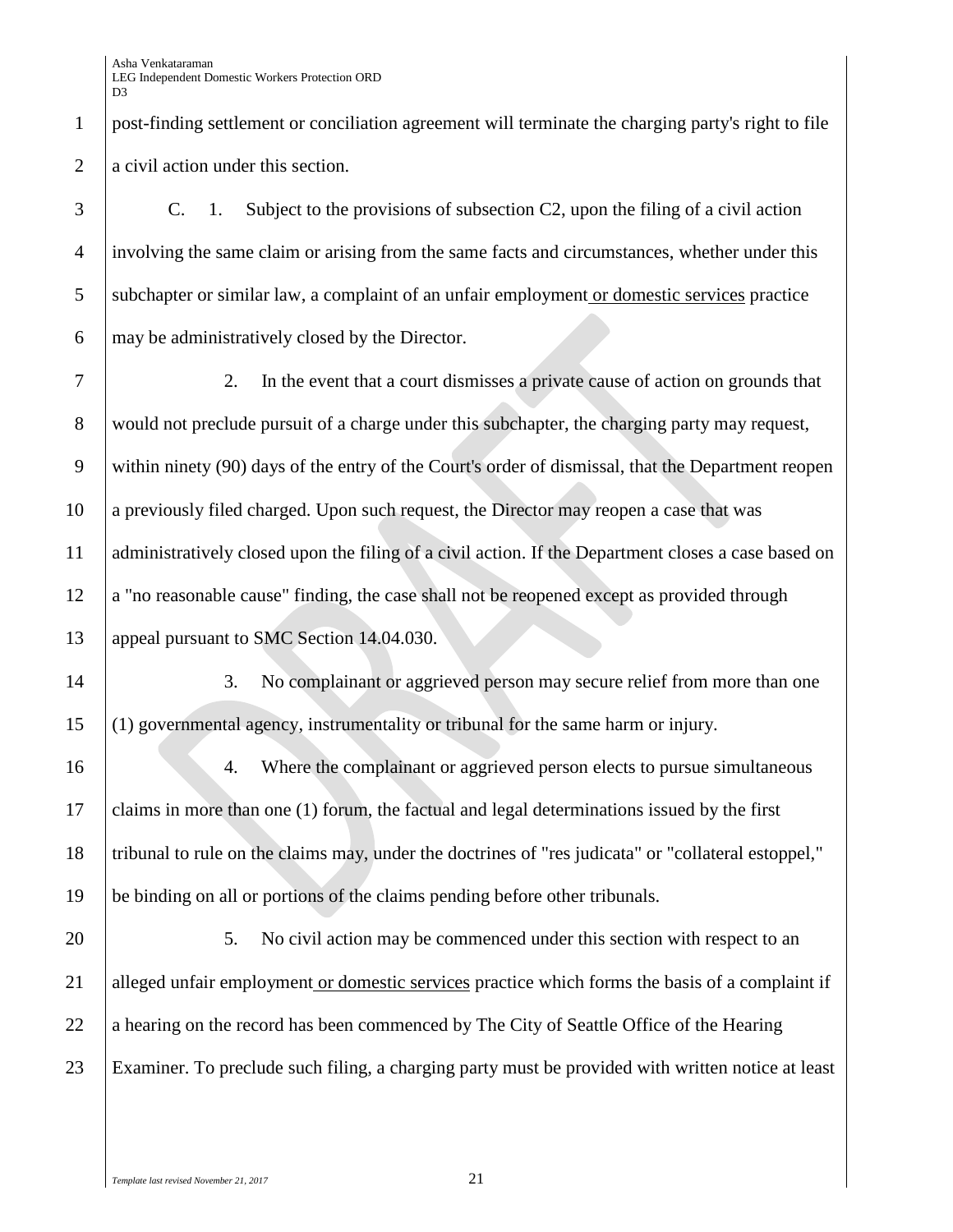post-finding settlement or conciliation agreement will terminate the charging party's right to file a civil action under this section.

C. 1. Subject to the provisions of subsection C2, upon the filing of a civil action involving the same claim or arising from the same facts and circumstances, whether under this subchapter or similar law, a complaint of an unfair employment or domestic services practice may be administratively closed by the Director.

2. In the event that a court dismisses a private cause of action on grounds that would not preclude pursuit of a charge under this subchapter, the charging party may request, within ninety (90) days of the entry of the Court's order of dismissal, that the Department reopen a previously filed charged. Upon such request, the Director may reopen a case that was administratively closed upon the filing of a civil action. If the Department closes a case based on a "no reasonable cause" finding, the case shall not be reopened except as provided through appeal pursuant to SMC Section 14.04.030.

3. No complainant or aggrieved person may secure relief from more than one (1) governmental agency, instrumentality or tribunal for the same harm or injury.

4. Where the complainant or aggrieved person elects to pursue simultaneous claims in more than one (1) forum, the factual and legal determinations issued by the first tribunal to rule on the claims may, under the doctrines of "res judicata" or "collateral estoppel," be binding on all or portions of the claims pending before other tribunals.

5. No civil action may be commenced under this section with respect to an alleged unfair employment or domestic services practice which forms the basis of a complaint if a hearing on the record has been commenced by The City of Seattle Office of the Hearing Examiner. To preclude such filing, a charging party must be provided with written notice at least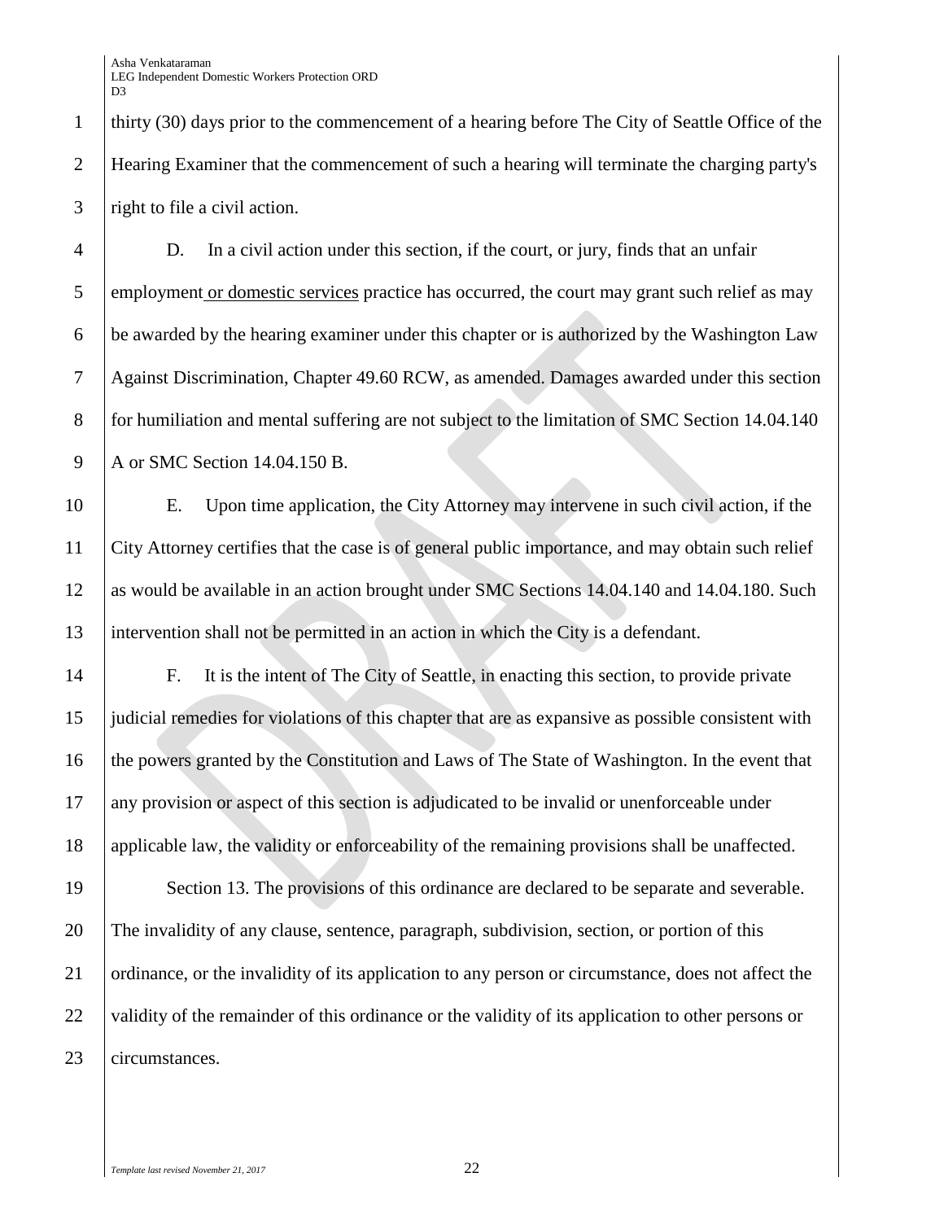thirty (30) days prior to the commencement of a hearing before The City of Seattle Office of the Hearing Examiner that the commencement of such a hearing will terminate the charging party's right to file a civil action.

D. In a civil action under this section, if the court, or jury, finds that an unfair employment <u>or domestic services</u> practice has occurred, the court may grant such relief as may be awarded by the hearing examiner under this chapter or is authorized by the Washington Law Against Discrimination, Chapter 49.60 RCW, as amended. Damages awarded under this section for humiliation and mental suffering are not subject to the limitation of SMC Section 14.04.140 A or SMC Section 14.04.150 B.

E. Upon time application, the City Attorney may intervene in such civil action, if the City Attorney certifies that the case is of general public importance, and may obtain such relief as would be available in an action brought under SMC Sections 14.04.140 and 14.04.180. Such intervention shall not be permitted in an action in which the City is a defendant.

F. It is the intent of The City of Seattle, in enacting this section, to provide private judicial remedies for violations of this chapter that are as expansive as possible consistent with the powers granted by the Constitution and Laws of The State of Washington. In the event that any provision or aspect of this section is adjudicated to be invalid or unenforceable under applicable law, the validity or enforceability of the remaining provisions shall be unaffected.

Section 13. The provisions of this ordinance are declared to be separate and severable. The invalidity of any clause, sentence, paragraph, subdivision, section, or portion of this ordinance, or the invalidity of its application to any person or circumstance, does not affect the validity of the remainder of this ordinance or the validity of its application to other persons or circumstances.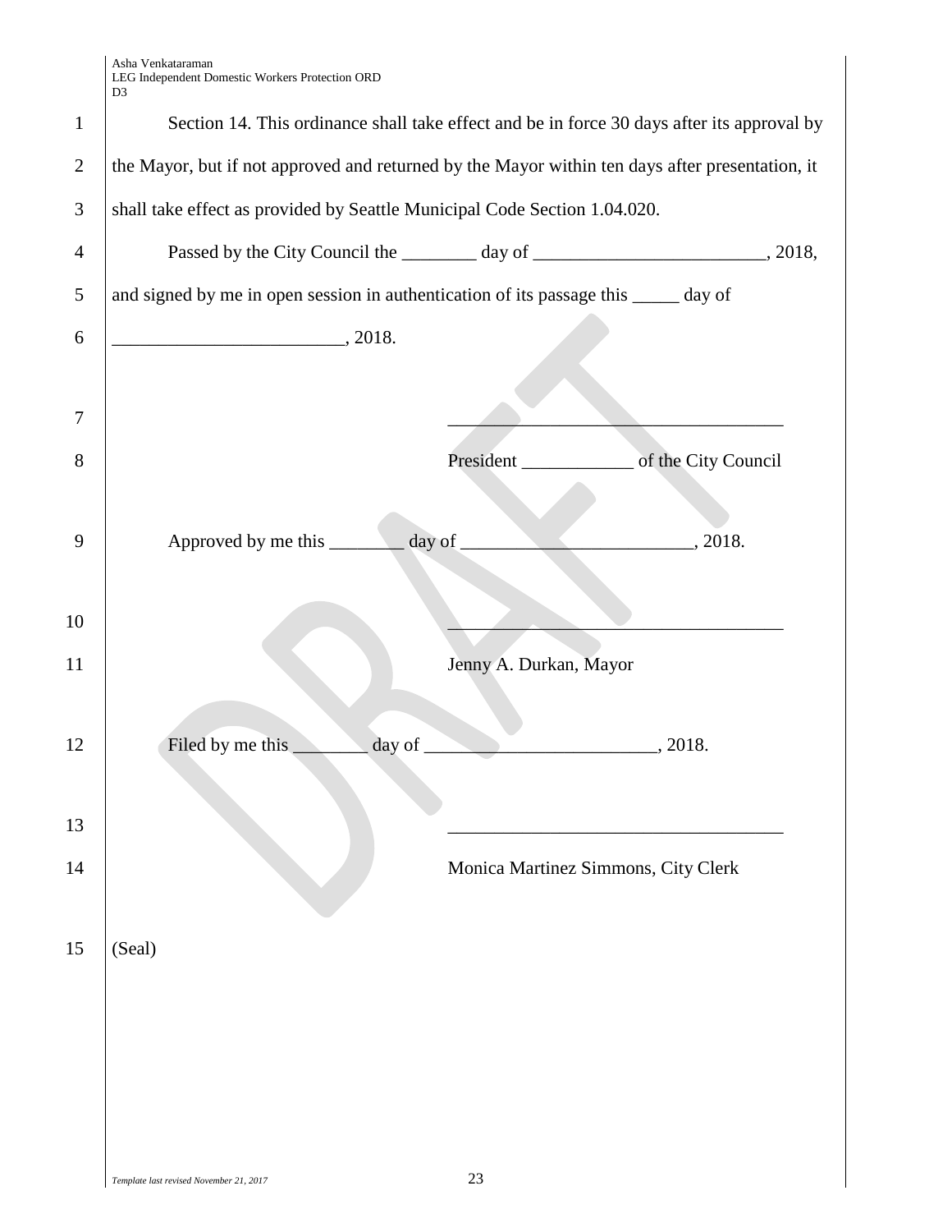Section 14. This ordinance shall take effect and be in force 30 days after its approval by the Mayor, but if not approved and returned by the Mayor within ten days after presentation, it shall take effect as provided by Seattle Municipal Code Section 1.04.020.

Passed by the City Council the ________ day of _________________________, 2018, and signed by me in open session in authentication of its passage this _____ day of _________________________, 2018.

____________________________________

President ____________ of the City Council

Approved by me this ________ day of _________________________, 2018.

____________________________________

Jenny A. Durkan, Mayor

Filed by me this ________ day of _________________________, 2018.

____________________________________

Monica Martinez Simmons, City Clerk

(Seal)